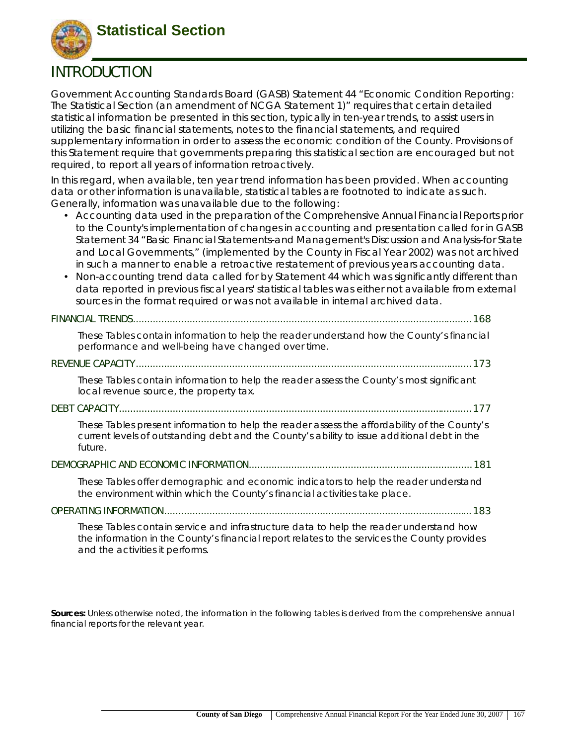# Statistical Section

## INTRODUCTION

Government Accounting Standards Board (GASB) Statement 44 "Economic Condition Reporting: The Statistical Section (an amendment of NCGA Statement 1)" requires that certain detailed statistical information be presented in this section, typically in ten-year trends, to assist users in utilizing the basic financial statements, notes to the financial statements, and required supplementary information in order to assess the economic condition of the County. Provisions of this Statement require that governments preparing this statistical section are encouraged but not required, to report all years of information retroactively.

In this regard, when available, ten year trend information has been provided. When accounting data or other information is unavailable, statistical tables are footnoted to indicate as such. Generally, information was unavailable due to the following:

- Accounting data used in the preparation of the Comprehensive Annual Financial Reports prior to the County's implementation of changes in accounting and presentation called for in GASB Statement 34 "Basic Financial Statements-and Management's Discussion and Analysis-for State and Local Governments," (implemented by the County in Fiscal Year 2002) was not archived in such a manner to enable a retroactive restatement of previous years accounting data.
- Non-accounting trend data called for by Statement 44 which was significantly different than data reported in previous fiscal years' statistical tables was either not available from external sources in the format required or was not available in internal archived data.

FINANCIAL TRENDS........................................................................................................................168

These Tables contain information to help the reader understand how the County's financial performance and well-being have changed over time.

REVENUE CAPACITY.......................................................................................................................173

These Tables contain information to help the reader assess the County's most significant local revenue source, the property tax.

DEBT CAPACITY.............................................................................................................................177

These Tables present information to help the reader assess the affordability of the County's current levels of outstanding debt and the County's ability to issue additional debt in the future.

DEMOGRAPHIC AND ECONOMIC INFORMATION...............................................................................181

These Tables offer demographic and economic indicators to help the reader understand the environment within which the County's financial activities take place.

OPERATING INFORMATION............................................................................................................183

These Tables contain service and infrastructure data to help the reader understand how the information in the County's financial report relates to the services the County provides and the activities it performs.

**Sources:** Unless otherwise noted, the information in the following tables is derived from the comprehensive annual financial reports for the relevant year.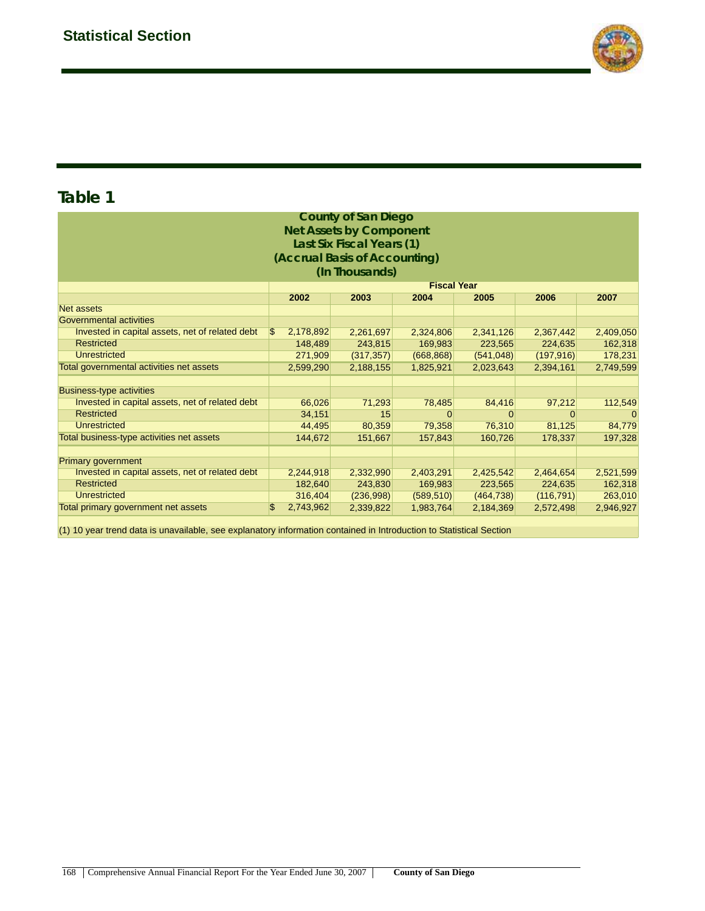## Table 1

| County of San Diego<br>Net Assets by Component<br>Last Six Fiscal Years (1)<br>(Accrual Basis of Accounting)<br>(In Thousands) | | | | | | |
|---|---|---|---|---|---|---|
| | Fiscal Year | | | | | |
| | 2002 | 2003 | 2004 | 2005 | 2006 | 2007 |
| Net assets | | | | | | |
| Governmental activities | | | | | | |
| Invested in capital assets, net of related debt | $ 2,178,892 | 2,261,697 | 2,324,806 | 2,341,126 | 2,367,442 | 2,409,050 |
| Restricted | 148,489 | 243,815 | 169,983 | 223,565 | 224,635 | 162,318 |
| Unrestricted | 271,909 | (317,357) | (668,868) | (541,048) | (197,916) | 178,231 |
| Total governmental activities net assets | 2,599,290 | 2,188,155 | 1,825,921 | 2,023,643 | 2,394,161 | 2,749,599 |
| | | | | | | |
| Business-type activities | | | | | | |
| Invested in capital assets, net of related debt | 66,026 | 71,293 | 78,485 | 84,416 | 97,212 | 112,549 |
| Restricted | 34,151 | 15 | 0 | 0 | 0 | 0 |
| Unrestricted | 44,495 | 80,359 | 79,358 | 76,310 | 81,125 | 84,779 |
| Total business-type activities net assets | 144,672 | 151,667 | 157,843 | 160,726 | 178,337 | 197,328 |
| | | | | | | |
| Primary government | | | | | | |
| Invested in capital assets, net of related debt | 2,244,918 | 2,332,990 | 2,403,291 | 2,425,542 | 2,464,654 | 2,521,599 |
| Restricted | 182,640 | 243,830 | 169,983 | 223,565 | 224,635 | 162,318 |
| Unrestricted | 316,404 | (236,998) | (589,510) | (464,738) | (116,791) | 263,010 |
| Total primary government net assets | $ 2,743,962 | 2,339,822 | 1,983,764 | 2,184,369 | 2,572,498 | 2,946,927 |

(1) 10 year trend data is unavailable, see explanatory information contained in Introduction to Statistical Section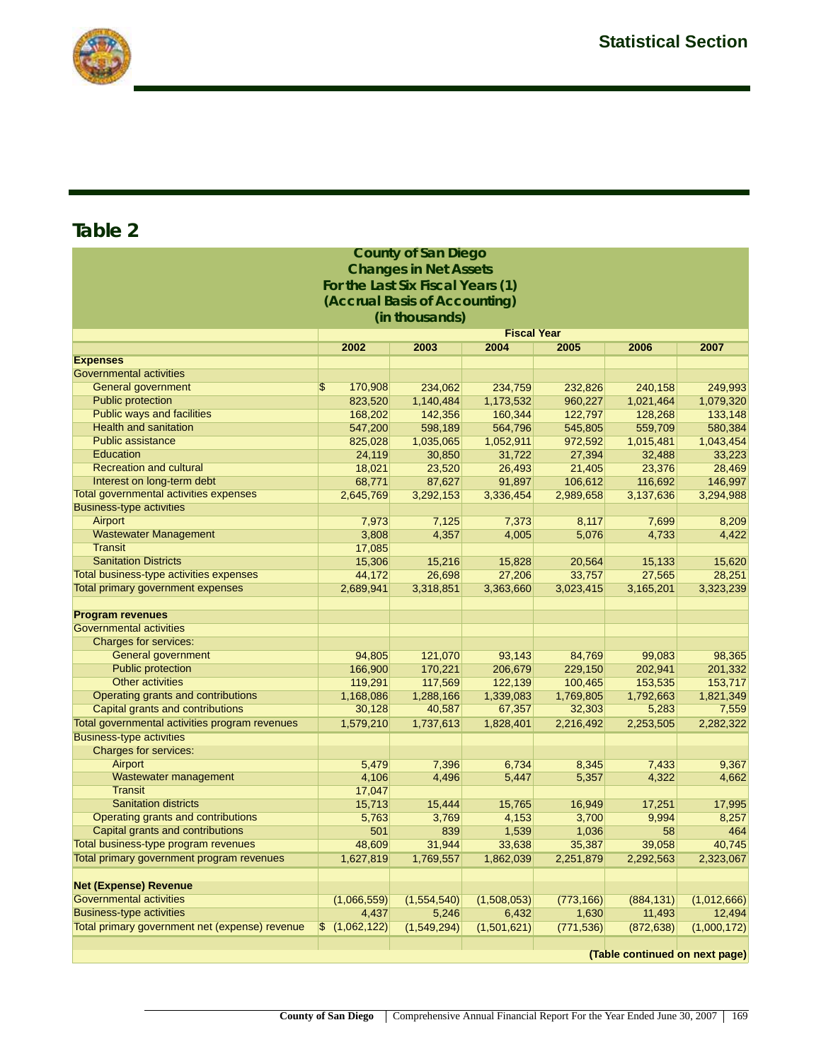## Table 2

**County of San Diego**
**Changes in Net Assets**
**For the Last Six Fiscal Years (1)**
**(Accrual Basis of Accounting)**
**(in thousands)**

| | Fiscal Year | | | | | |
|---|---|---|---|---|---|---|
| | 2002 | 2003 | 2004 | 2005 | 2006 | 2007 |
| **Expenses** | | | | | | |
| Governmental activities | | | | | | |
| General government | $ 170,908 | 234,062 | 234,759 | 232,826 | 240,158 | 249,993 |
| Public protection | 823,520 | 1,140,484 | 1,173,532 | 960,227 | 1,021,464 | 1,079,320 |
| Public ways and facilities | 168,202 | 142,356 | 160,344 | 122,797 | 128,268 | 133,148 |
| Health and sanitation | 547,200 | 598,189 | 564,796 | 545,805 | 559,709 | 580,384 |
| Public assistance | 825,028 | 1,035,065 | 1,052,911 | 972,592 | 1,015,481 | 1,043,454 |
| Education | 24,119 | 30,850 | 31,722 | 27,394 | 32,488 | 33,223 |
| Recreation and cultural | 18,021 | 23,520 | 26,493 | 21,405 | 23,376 | 28,469 |
| Interest on long-term debt | 68,771 | 87,627 | 91,897 | 106,612 | 116,692 | 146,997 |
| Total governmental activities expenses | 2,645,769 | 3,292,153 | 3,336,454 | 2,989,658 | 3,137,636 | 3,294,988 |
| Business-type activities | | | | | | |
| Airport | 7,973 | 7,125 | 7,373 | 8,117 | 7,699 | 8,209 |
| Wastewater Management | 3,808 | 4,357 | 4,005 | 5,076 | 4,733 | 4,422 |
| Transit | 17,085 | | | | | |
| Sanitation Districts | 15,306 | 15,216 | 15,828 | 20,564 | 15,133 | 15,620 |
| Total business-type activities expenses | 44,172 | 26,698 | 27,206 | 33,757 | 27,565 | 28,251 |
| Total primary government expenses | 2,689,941 | 3,318,851 | 3,363,660 | 3,023,415 | 3,165,201 | 3,323,239 |
| | | | | | | |
| **Program revenues** | | | | | | |
| Governmental activities | | | | | | |
| Charges for services: | | | | | | |
| General government | 94,805 | 121,070 | 93,143 | 84,769 | 99,083 | 98,365 |
| Public protection | 166,900 | 170,221 | 206,679 | 229,150 | 202,941 | 201,332 |
| Other activities | 119,291 | 117,569 | 122,139 | 100,465 | 153,535 | 153,717 |
| Operating grants and contributions | 1,168,086 | 1,288,166 | 1,339,083 | 1,769,805 | 1,792,663 | 1,821,349 |
| Capital grants and contributions | 30,128 | 40,587 | 67,357 | 32,303 | 5,283 | 7,559 |
| Total governmental activities program revenues | 1,579,210 | 1,737,613 | 1,828,401 | 2,216,492 | 2,253,505 | 2,282,322 |
| Business-type activities | | | | | | |
| Charges for services: | | | | | | |
| Airport | 5,479 | 7,396 | 6,734 | 8,345 | 7,433 | 9,367 |
| Wastewater management | 4,106 | 4,496 | 5,447 | 5,357 | 4,322 | 4,662 |
| Transit | 17,047 | | | | | |
| Sanitation districts | 15,713 | 15,444 | 15,765 | 16,949 | 17,251 | 17,995 |
| Operating grants and contributions | 5,763 | 3,769 | 4,153 | 3,700 | 9,994 | 8,257 |
| Capital grants and contributions | 501 | 839 | 1,539 | 1,036 | 58 | 464 |
| Total business-type program revenues | 48,609 | 31,944 | 33,638 | 35,387 | 39,058 | 40,745 |
| Total primary government program revenues | 1,627,819 | 1,769,557 | 1,862,039 | 2,251,879 | 2,292,563 | 2,323,067 |
| | | | | | | |
| **Net (Expense) Revenue** | | | | | | |
| Governmental activities | (1,066,559) | (1,554,540) | (1,508,053) | (773,166) | (884,131) | (1,012,666) |
| Business-type activities | 4,437 | 5,246 | 6,432 | 1,630 | 11,493 | 12,494 |
| Total primary government net (expense) revenue | $ (1,062,122) | (1,549,294) | (1,501,621) | (771,536) | (872,638) | (1,000,172) |

**(Table continued on next page)**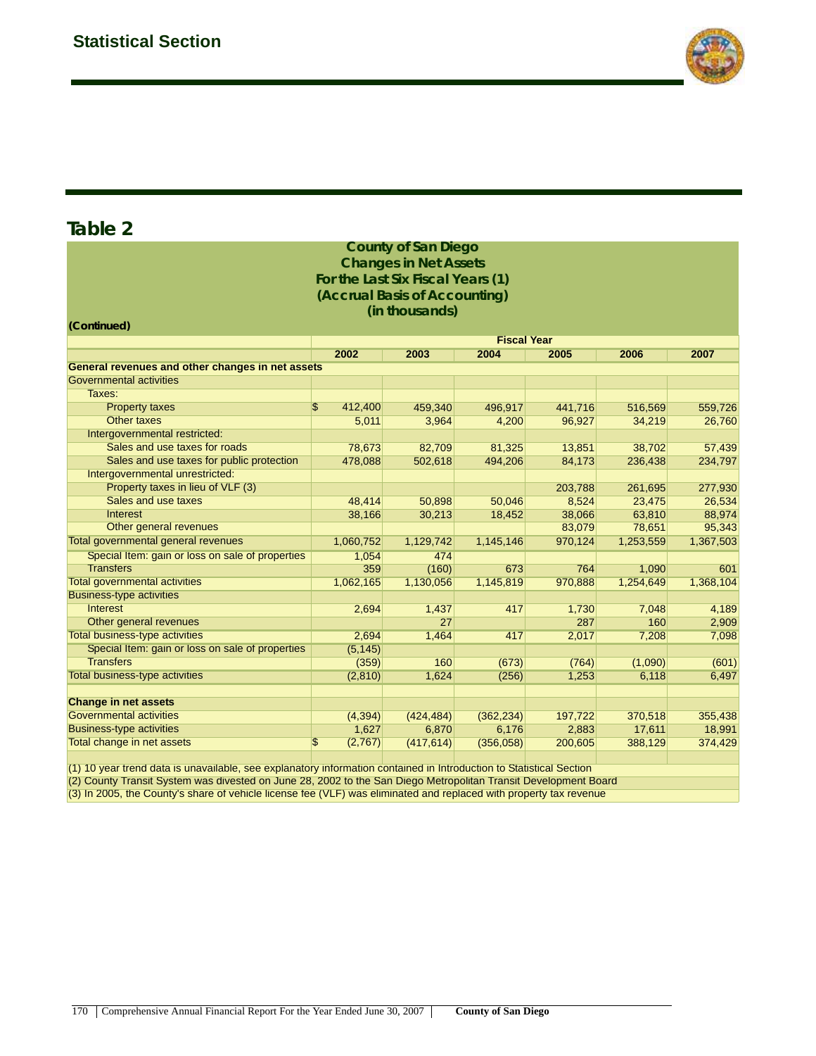## Table 2

**County of San Diego**
**Changes in Net Assets**
**For the Last Six Fiscal Years (1)**
**(Accrual Basis of Accounting)**
**(in thousands)**

**(Continued)**

| | Fiscal Year | | | | | |
|---|---|---|---|---|---|---|
| | 2002 | 2003 | 2004 | 2005 | 2006 | 2007 |
| **General revenues and other changes in net assets** | | | | | | |
| Governmental activities | | | | | | |
| Taxes: | | | | | | |
| Property taxes | $ 412,400 | 459,340 | 496,917 | 441,716 | 516,569 | 559,726 |
| Other taxes | 5,011 | 3,964 | 4,200 | 96,927 | 34,219 | 26,760 |
| Intergovernmental restricted: | | | | | | |
| Sales and use taxes for roads | 78,673 | 82,709 | 81,325 | 13,851 | 38,702 | 57,439 |
| Sales and use taxes for public protection | 478,088 | 502,618 | 494,206 | 84,173 | 236,438 | 234,797 |
| Intergovernmental unrestricted: | | | | | | |
| Property taxes in lieu of VLF (3) | | | | 203,788 | 261,695 | 277,930 |
| Sales and use taxes | 48,414 | 50,898 | 50,046 | 8,524 | 23,475 | 26,534 |
| Interest | 38,166 | 30,213 | 18,452 | 38,066 | 63,810 | 88,974 |
| Other general revenues | | | | 83,079 | 78,651 | 95,343 |
| Total governmental general revenues | 1,060,752 | 1,129,742 | 1,145,146 | 970,124 | 1,253,559 | 1,367,503 |
| Special Item: gain or loss on sale of properties | 1,054 | 474 | | | | |
| Transfers | 359 | (160) | 673 | 764 | 1,090 | 601 |
| Total governmental activities | 1,062,165 | 1,130,056 | 1,145,819 | 970,888 | 1,254,649 | 1,368,104 |
| Business-type activities | | | | | | |
| Interest | 2,694 | 1,437 | 417 | 1,730 | 7,048 | 4,189 |
| Other general revenues | | 27 | | 287 | 160 | 2,909 |
| Total business-type activities | 2,694 | 1,464 | 417 | 2,017 | 7,208 | 7,098 |
| Special Item: gain or loss on sale of properties | (5,145) | | | | | |
| Transfers | (359) | 160 | (673) | (764) | (1,090) | (601) |
| Total business-type activities | (2,810) | 1,624 | (256) | 1,253 | 6,118 | 6,497 |
| | | | | | | |
| **Change in net assets** | | | | | | |
| Governmental activities | (4,394) | (424,484) | (362,234) | 197,722 | 370,518 | 355,438 |
| Business-type activities | 1,627 | 6,870 | 6,176 | 2,883 | 17,611 | 18,991 |
| Total change in net assets | $ (2,767) | (417,614) | (356,058) | 200,605 | 388,129 | 374,429 |

(1) 10 year trend data is unavailable, see explanatory information contained in Introduction to Statistical Section

(2) County Transit System was divested on June 28, 2002 to the San Diego Metropolitan Transit Development Board

(3) In 2005, the County's share of vehicle license fee (VLF) was eliminated and replaced with property tax revenue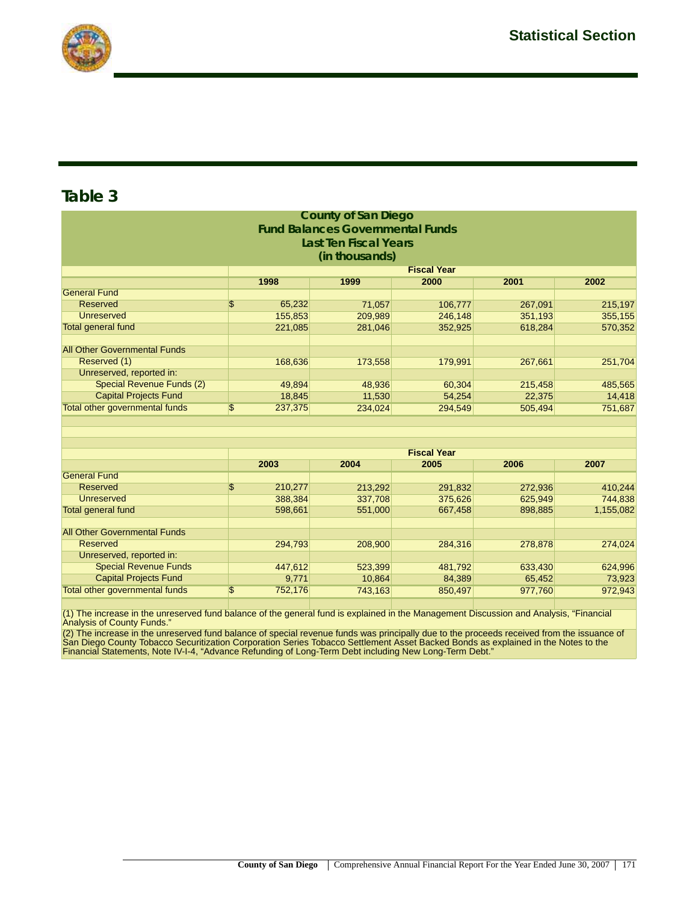## Table 3

**County of San Diego**
**Fund Balances Governmental Funds**
**Last Ten Fiscal Years**
**(in thousands)**

| | Fiscal Year | | | | |
|---|---|---|---|---|---|
| | 1998 | 1999 | 2000 | 2001 | 2002 |
| General Fund | | | | | |
| Reserved | $ 65,232 | 71,057 | 106,777 | 267,091 | 215,197 |
| Unreserved | 155,853 | 209,989 | 246,148 | 351,193 | 355,155 |
| Total general fund | 221,085 | 281,046 | 352,925 | 618,284 | 570,352 |
| | | | | | |
| All Other Governmental Funds | | | | | |
| Reserved (1) | 168,636 | 173,558 | 179,991 | 267,661 | 251,704 |
| Unreserved, reported in: | | | | | |
| Special Revenue Funds (2) | 49,894 | 48,936 | 60,304 | 215,458 | 485,565 |
| Capital Projects Fund | 18,845 | 11,530 | 54,254 | 22,375 | 14,418 |
| Total other governmental funds | $ 237,375 | 234,024 | 294,549 | 505,494 | 751,687 |

| | Fiscal Year | | | | |
|---|---|---|---|---|---|
| | 2003 | 2004 | 2005 | 2006 | 2007 |
| General Fund | | | | | |
| Reserved | $ 210,277 | 213,292 | 291,832 | 272,936 | 410,244 |
| Unreserved | 388,384 | 337,708 | 375,626 | 625,949 | 744,838 |
| Total general fund | 598,661 | 551,000 | 667,458 | 898,885 | 1,155,082 |
| | | | | | |
| All Other Governmental Funds | | | | | |
| Reserved | 294,793 | 208,900 | 284,316 | 278,878 | 274,024 |
| Unreserved, reported in: | | | | | |
| Special Revenue Funds | 447,612 | 523,399 | 481,792 | 633,430 | 624,996 |
| Capital Projects Fund | 9,771 | 10,864 | 84,389 | 65,452 | 73,923 |
| Total other governmental funds | $ 752,176 | 743,163 | 850,497 | 977,760 | 972,943 |

(1) The increase in the unreserved fund balance of the general fund is explained in the Management Discussion and Analysis, "Financial Analysis of County Funds."

(2) The increase in the unreserved fund balance of special revenue funds was principally due to the proceeds received from the issuance of San Diego County Tobacco Securitization Corporation Series Tobacco Settlement Asset Backed Bonds as explained in the Notes to the Financial Statements, Note IV-I-4, "Advance Refunding of Long-Term Debt including New Long-Term Debt."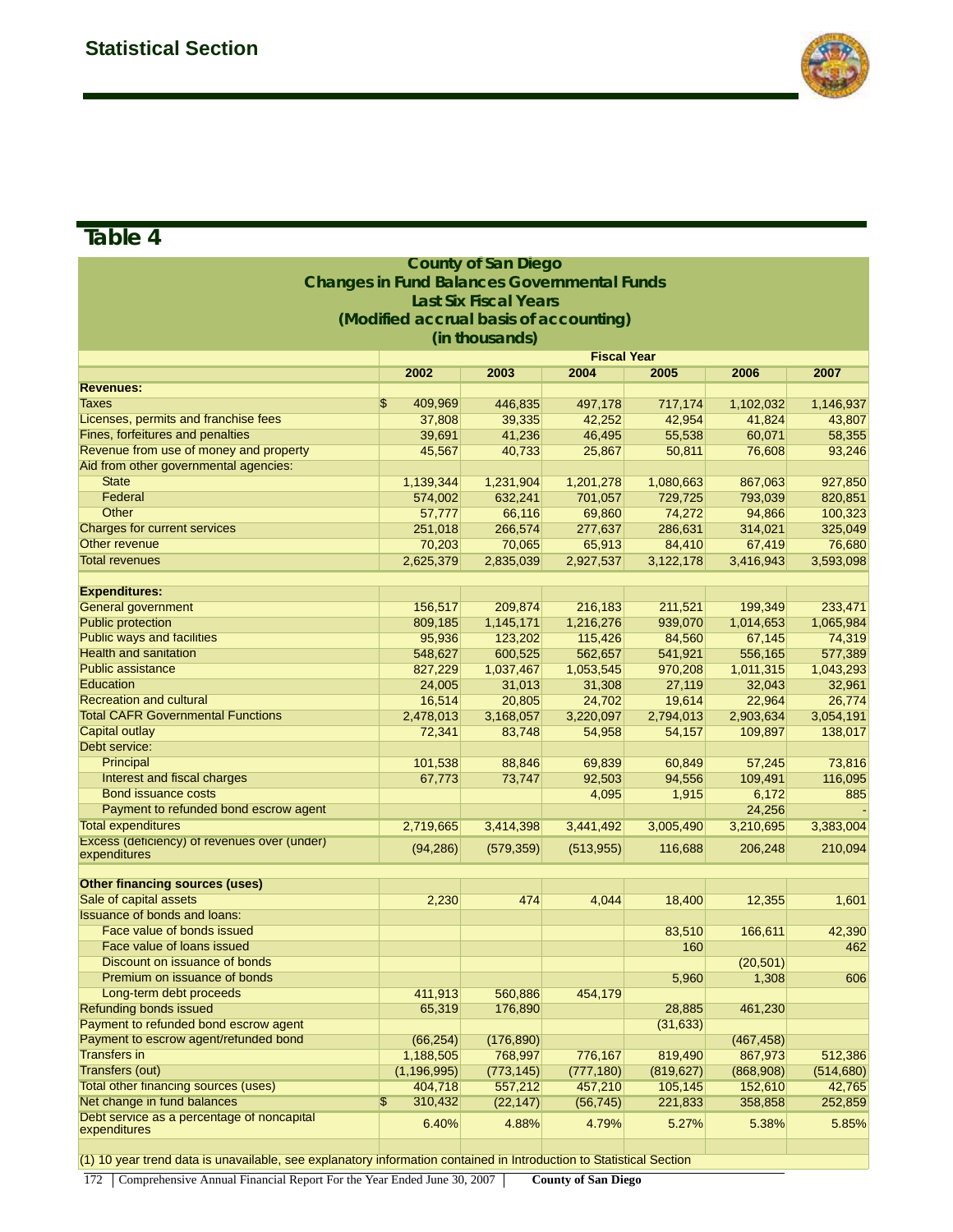## Statistical Section

# Table 4

**County of San Diego**
**Changes in Fund Balances Governmental Funds**
**Last Six Fiscal Years**
**(Modified accrual basis of accounting)**
**(in thousands)**

| | Fiscal Year | | | | | |
|---|---|---|---|---|---|---|
| | 2002 | 2003 | 2004 | 2005 | 2006 | 2007 |
| **Revenues:** | | | | | | |
| Taxes | $ 409,969 | 446,835 | 497,178 | 717,174 | 1,102,032 | 1,146,937 |
| Licenses, permits and franchise fees | 37,808 | 39,335 | 42,252 | 42,954 | 41,824 | 43,807 |
| Fines, forfeitures and penalties | 39,691 | 41,236 | 46,495 | 55,538 | 60,071 | 58,355 |
| Revenue from use of money and property | 45,567 | 40,733 | 25,867 | 50,811 | 76,608 | 93,246 |
| Aid from other governmental agencies: | | | | | | |
| State | 1,139,344 | 1,231,904 | 1,201,278 | 1,080,663 | 867,063 | 927,850 |
| Federal | 574,002 | 632,241 | 701,057 | 729,725 | 793,039 | 820,851 |
| Other | 57,777 | 66,116 | 69,860 | 74,272 | 94,866 | 100,323 |
| Charges for current services | 251,018 | 266,574 | 277,637 | 286,631 | 314,021 | 325,049 |
| Other revenue | 70,203 | 70,065 | 65,913 | 84,410 | 67,419 | 76,680 |
| Total revenues | 2,625,379 | 2,835,039 | 2,927,537 | 3,122,178 | 3,416,943 | 3,593,098 |
| | | | | | | |
| **Expenditures:** | | | | | | |
| General government | 156,517 | 209,874 | 216,183 | 211,521 | 199,349 | 233,471 |
| Public protection | 809,185 | 1,145,171 | 1,216,276 | 939,070 | 1,014,653 | 1,065,984 |
| Public ways and facilities | 95,936 | 123,202 | 115,426 | 84,560 | 67,145 | 74,319 |
| Health and sanitation | 548,627 | 600,525 | 562,657 | 541,921 | 556,165 | 577,389 |
| Public assistance | 827,229 | 1,037,467 | 1,053,545 | 970,208 | 1,011,315 | 1,043,293 |
| Education | 24,005 | 31,013 | 31,308 | 27,119 | 32,043 | 32,961 |
| Recreation and cultural | 16,514 | 20,805 | 24,702 | 19,614 | 22,964 | 26,774 |
| Total CAFR Governmental Functions | 2,478,013 | 3,168,057 | 3,220,097 | 2,794,013 | 2,903,634 | 3,054,191 |
| Capital outlay | 72,341 | 83,748 | 54,958 | 54,157 | 109,897 | 138,017 |
| Debt service: | | | | | | |
| Principal | 101,538 | 88,846 | 69,839 | 60,849 | 57,245 | 73,816 |
| Interest and fiscal charges | 67,773 | 73,747 | 92,503 | 94,556 | 109,491 | 116,095 |
| Bond issuance costs | | | 4,095 | 1,915 | 6,172 | 885 |
| Payment to refunded bond escrow agent | | | | | 24,256 | - |
| Total expenditures | 2,719,665 | 3,414,398 | 3,441,492 | 3,005,490 | 3,210,695 | 3,383,004 |
| Excess (deficiency) of revenues over (under) expenditures | (94,286) | (579,359) | (513,955) | 116,688 | 206,248 | 210,094 |
| | | | | | | |
| **Other financing sources (uses)** | | | | | | |
| Sale of capital assets | 2,230 | 474 | 4,044 | 18,400 | 12,355 | 1,601 |
| Issuance of bonds and loans: | | | | | | |
| Face value of bonds issued | | | | 83,510 | 166,611 | 42,390 |
| Face value of loans issued | | | | 160 | | 462 |
| Discount on issuance of bonds | | | | | (20,501) | |
| Premium on issuance of bonds | | | | 5,960 | 1,308 | 606 |
| Long-term debt proceeds | 411,913 | 560,886 | 454,179 | | | |
| Refunding bonds issued | 65,319 | 176,890 | | 28,885 | 461,230 | |
| Payment to refunded bond escrow agent | | | | (31,633) | | |
| Payment to escrow agent/refunded bond | (66,254) | (176,890) | | | (467,458) | |
| Transfers in | 1,188,505 | 768,997 | 776,167 | 819,490 | 867,973 | 512,386 |
| Transfers (out) | (1,196,995) | (773,145) | (777,180) | (819,627) | (868,908) | (514,680) |
| Total other financing sources (uses) | 404,718 | 557,212 | 457,210 | 105,145 | 152,610 | 42,765 |
| Net change in fund balances | $ 310,432 | (22,147) | (56,745) | 221,833 | 358,858 | 252,859 |
| Debt service as a percentage of noncapital expenditures | 6.40% | 4.88% | 4.79% | 5.27% | 5.38% | 5.85% |

(1) 10 year trend data is unavailable, see explanatory information contained in Introduction to Statistical Section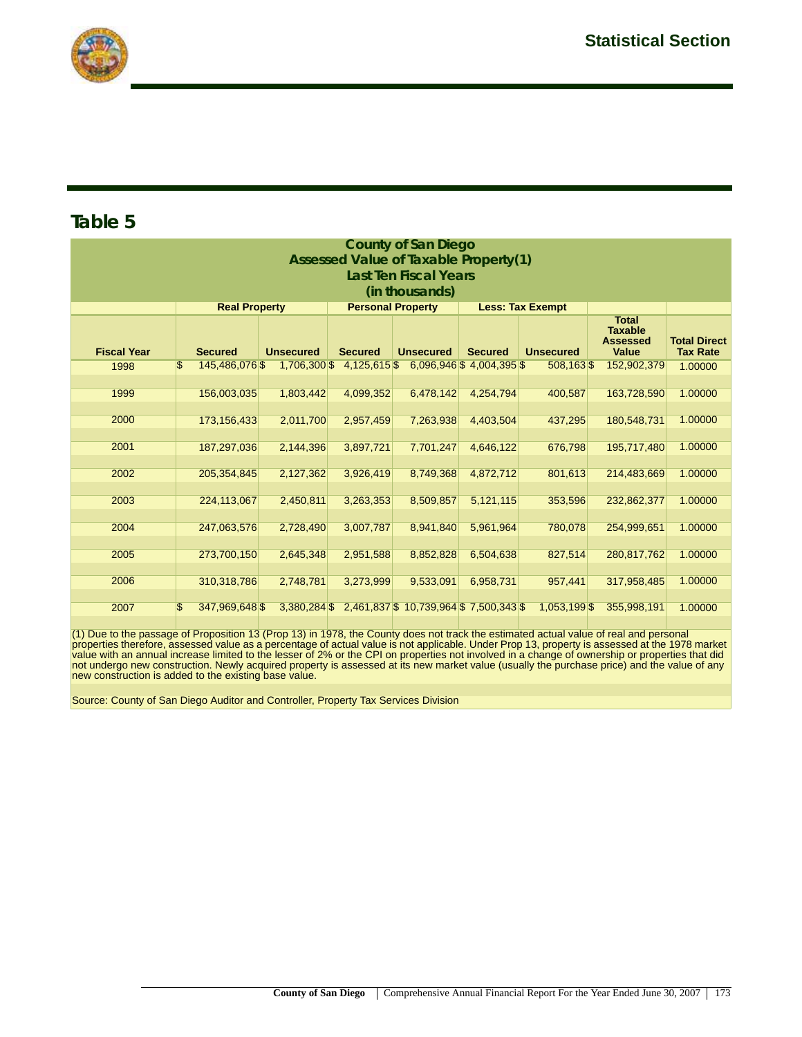## Table 5

| County of San Diego<br>Assessed Value of Taxable Property(1)<br>Last Ten Fiscal Years<br>(in thousands) | | | | | | | | |
|---|---|---|---|---|---|---|---|---|
| | Real Property | | Personal Property | | Less: Tax Exempt | | | |
| Fiscal Year | Secured | Unsecured | Secured | Unsecured | Secured | Unsecured | Total Taxable Assessed Value | Total Direct Tax Rate |
| 1998 | $ 145,486,076 | $ 1,706,300 | $ 4,125,615 | $ 6,096,946 | $ 4,004,395 | $ 508,163 | $ 152,902,379 | 1.00000 |
| 1999 | 156,003,035 | 1,803,442 | 4,099,352 | 6,478,142 | 4,254,794 | 400,587 | 163,728,590 | 1.00000 |
| 2000 | 173,156,433 | 2,011,700 | 2,957,459 | 7,263,938 | 4,403,504 | 437,295 | 180,548,731 | 1.00000 |
| 2001 | 187,297,036 | 2,144,396 | 3,897,721 | 7,701,247 | 4,646,122 | 676,798 | 195,717,480 | 1.00000 |
| 2002 | 205,354,845 | 2,127,362 | 3,926,419 | 8,749,368 | 4,872,712 | 801,613 | 214,483,669 | 1.00000 |
| 2003 | 224,113,067 | 2,450,811 | 3,263,353 | 8,509,857 | 5,121,115 | 353,596 | 232,862,377 | 1.00000 |
| 2004 | 247,063,576 | 2,728,490 | 3,007,787 | 8,941,840 | 5,961,964 | 780,078 | 254,999,651 | 1.00000 |
| 2005 | 273,700,150 | 2,645,348 | 2,951,588 | 8,852,828 | 6,504,638 | 827,514 | 280,817,762 | 1.00000 |
| 2006 | 310,318,786 | 2,748,781 | 3,273,999 | 9,533,091 | 6,958,731 | 957,441 | 317,958,485 | 1.00000 |
| 2007 | $ 347,969,648 | $ 3,380,284 | $ 2,461,837 | $ 10,739,964 | $ 7,500,343 | $ 1,053,199 | $ 355,998,191 | 1.00000 |

(1) Due to the passage of Proposition 13 (Prop 13) in 1978, the County does not track the estimated actual value of real and personal properties therefore, assessed value as a percentage of actual value is not applicable. Under Prop 13, property is assessed at the 1978 market value with an annual increase limited to the lesser of 2% or the CPI on properties not involved in a change of ownership or properties that did not undergo new construction. Newly acquired property is assessed at its new market value (usually the purchase price) and the value of any new construction is added to the existing base value.

Source: County of San Diego Auditor and Controller, Property Tax Services Division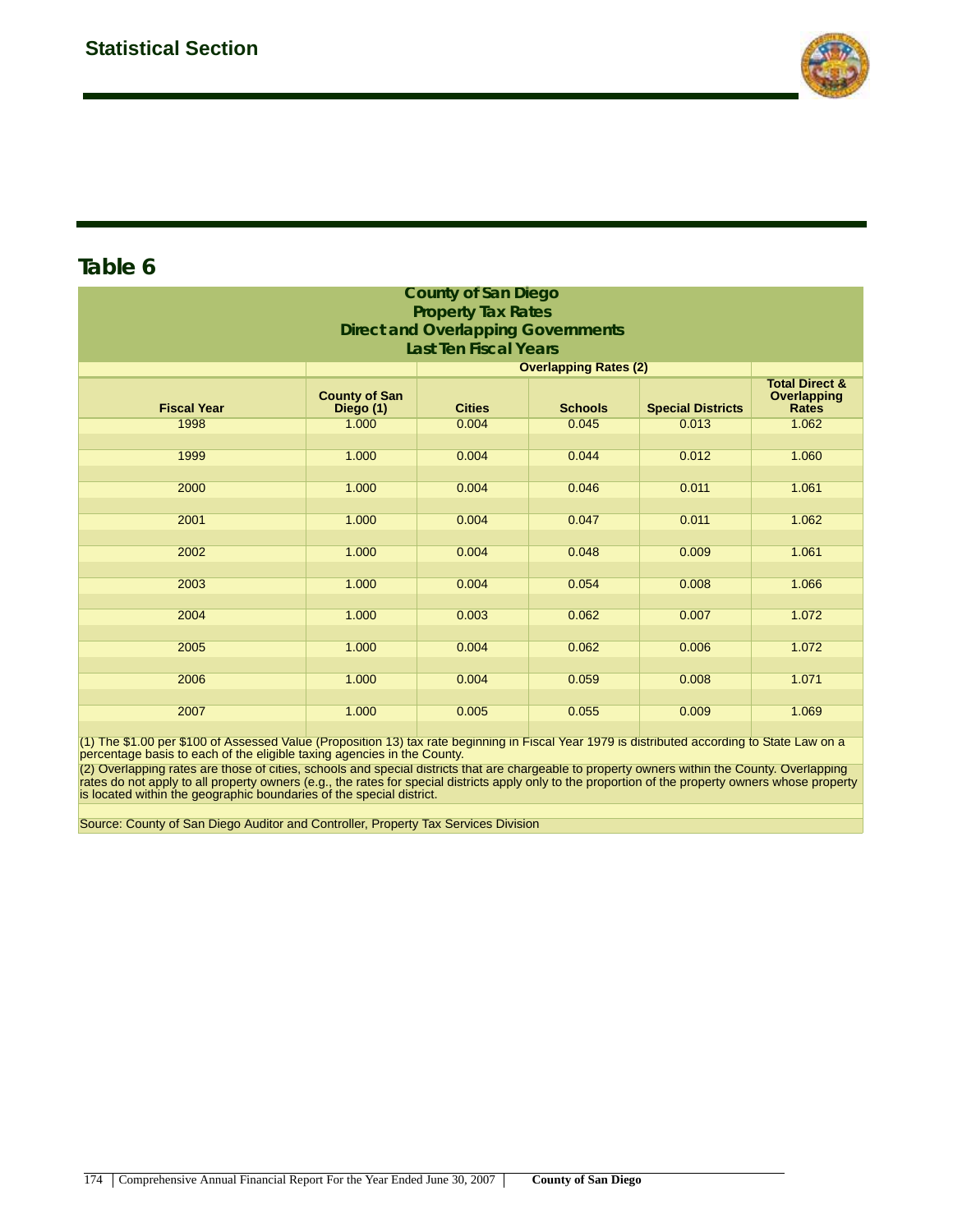## Table 6

| County of San Diego Property Tax Rates Direct and Overlapping Governments Last Ten Fiscal Years | | | | | |
|---|---|---|---|---|---|
| | | Overlapping Rates (2) | | | |
| **Fiscal Year** | **County of San Diego (1)** | **Cities** | **Schools** | **Special Districts** | **Total Direct & Overlapping Rates** |
| 1998 | 1.000 | 0.004 | 0.045 | 0.013 | 1.062 |
| 1999 | 1.000 | 0.004 | 0.044 | 0.012 | 1.060 |
| 2000 | 1.000 | 0.004 | 0.046 | 0.011 | 1.061 |
| 2001 | 1.000 | 0.004 | 0.047 | 0.011 | 1.062 |
| 2002 | 1.000 | 0.004 | 0.048 | 0.009 | 1.061 |
| 2003 | 1.000 | 0.004 | 0.054 | 0.008 | 1.066 |
| 2004 | 1.000 | 0.003 | 0.062 | 0.007 | 1.072 |
| 2005 | 1.000 | 0.004 | 0.062 | 0.006 | 1.072 |
| 2006 | 1.000 | 0.004 | 0.059 | 0.008 | 1.071 |
| 2007 | 1.000 | 0.005 | 0.055 | 0.009 | 1.069 |

(1) The $1.00 per $100 of Assessed Value (Proposition 13) tax rate beginning in Fiscal Year 1979 is distributed according to State Law on a percentage basis to each of the eligible taxing agencies in the County.

(2) Overlapping rates are those of cities, schools and special districts that are chargeable to property owners within the County. Overlapping rates do not apply to all property owners (e.g., the rates for special districts apply only to the proportion of the property owners whose property is located within the geographic boundaries of the special district.

Source: County of San Diego Auditor and Controller, Property Tax Services Division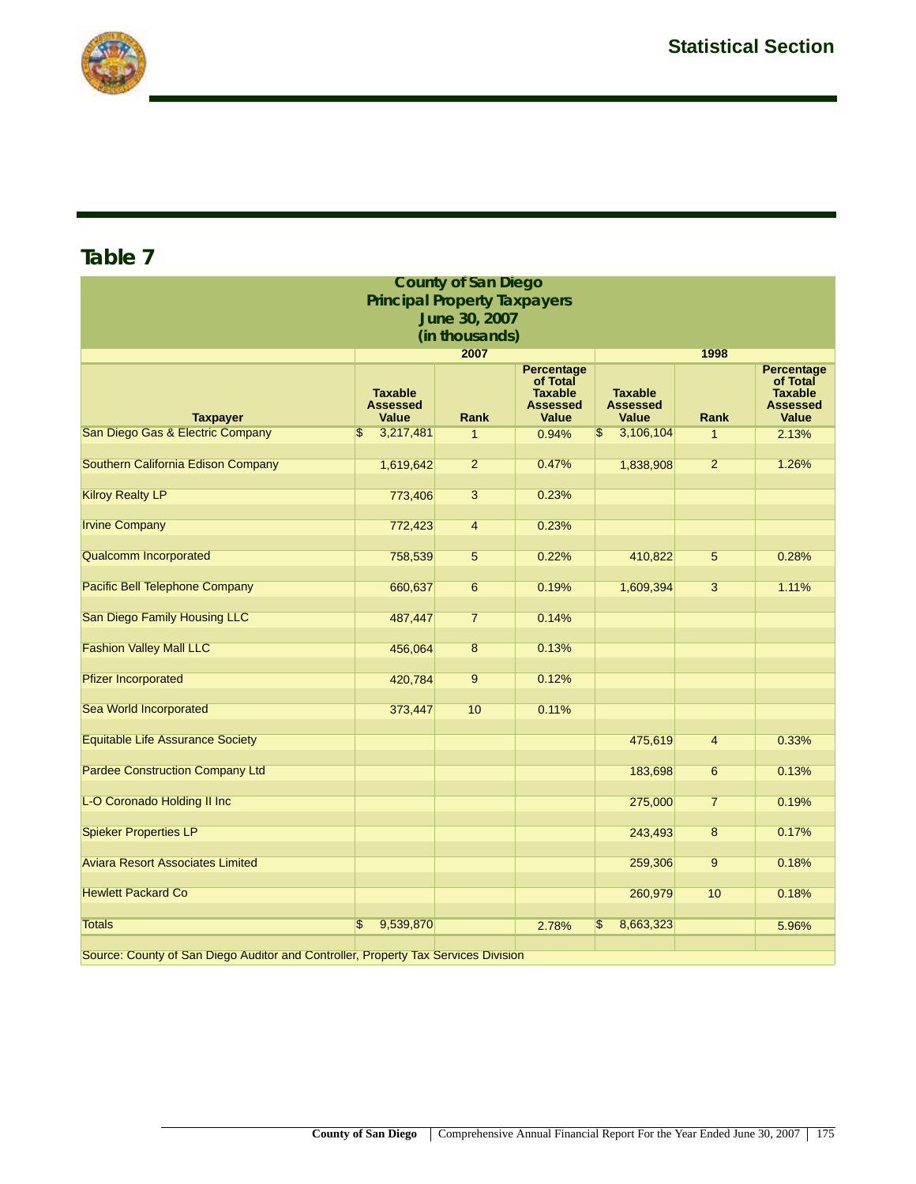## Table 7

| County of San Diego<br>Principal Property Taxpayers<br>June 30, 2007<br>(in thousands) | | | | | | |
|---|---|---|---|---|---|---|
| | 2007 | | | 1998 | | |
| Taxpayer | Taxable Assessed Value | Rank | Percentage of Total Taxable Assessed Value | Taxable Assessed Value | Rank | Percentage of Total Taxable Assessed Value |
| San Diego Gas & Electric Company | $ 3,217,481 | 1 | 0.94% | $ 3,106,104 | 1 | 2.13% |
| Southern California Edison Company | 1,619,642 | 2 | 0.47% | 1,838,908 | 2 | 1.26% |
| Kilroy Realty LP | 773,406 | 3 | 0.23% | | | |
| Irvine Company | 772,423 | 4 | 0.23% | | | |
| Qualcomm Incorporated | 758,539 | 5 | 0.22% | 410,822 | 5 | 0.28% |
| Pacific Bell Telephone Company | 660,637 | 6 | 0.19% | 1,609,394 | 3 | 1.11% |
| San Diego Family Housing LLC | 487,447 | 7 | 0.14% | | | |
| Fashion Valley Mall LLC | 456,064 | 8 | 0.13% | | | |
| Pfizer Incorporated | 420,784 | 9 | 0.12% | | | |
| Sea World Incorporated | 373,447 | 10 | 0.11% | | | |
| Equitable Life Assurance Society | | | | 475,619 | 4 | 0.33% |
| Pardee Construction Company Ltd | | | | 183,698 | 6 | 0.13% |
| L-O Coronado Holding II Inc | | | | 275,000 | 7 | 0.19% |
| Spieker Properties LP | | | | 243,493 | 8 | 0.17% |
| Aviara Resort Associates Limited | | | | 259,306 | 9 | 0.18% |
| Hewlett Packard Co | | | | 260,979 | 10 | 0.18% |
| Totals | $ 9,539,870 | | 2.78% | $ 8,663,323 | | 5.96% |

Source: County of San Diego Auditor and Controller, Property Tax Services Division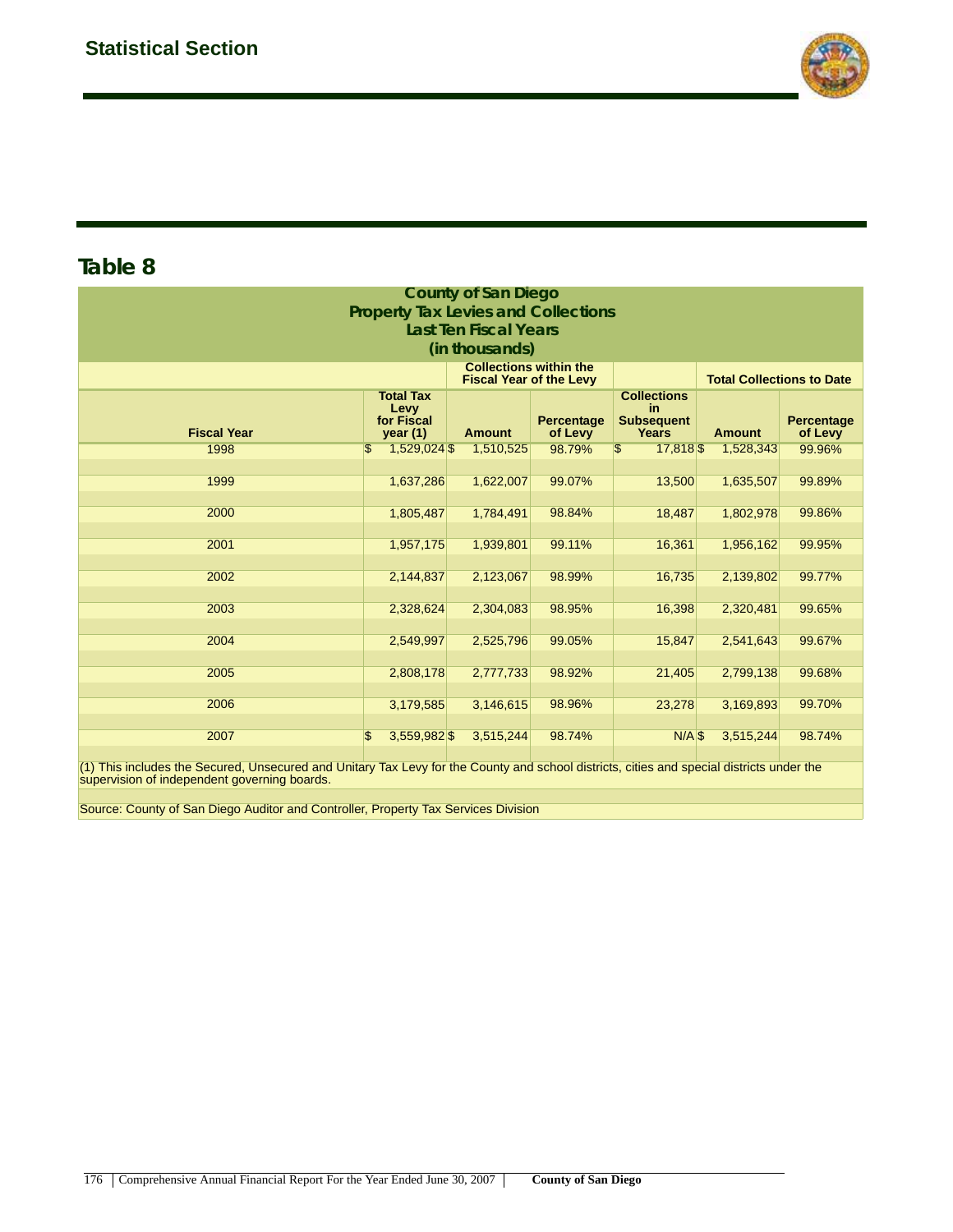## Statistical Section

# Table 8

**County of San Diego**
**Property Tax Levies and Collections**
**Last Ten Fiscal Years**
**(in thousands)**

| Fiscal Year | Total Tax Levy for Fiscal year (1) | Collections within the Fiscal Year of the Levy | | Collections in Subsequent Years | Total Collections to Date | |
|---|---|---|---|---|---|---|
| | | Amount | Percentage of Levy | | Amount | Percentage of Levy |
| 1998 | $ 1,529,024 | $ 1,510,525 | 98.79% | $ 17,818 | $ 1,528,343 | 99.96% |
| 1999 | 1,637,286 | 1,622,007 | 99.07% | 13,500 | 1,635,507 | 99.89% |
| 2000 | 1,805,487 | 1,784,491 | 98.84% | 18,487 | 1,802,978 | 99.86% |
| 2001 | 1,957,175 | 1,939,801 | 99.11% | 16,361 | 1,956,162 | 99.95% |
| 2002 | 2,144,837 | 2,123,067 | 98.99% | 16,735 | 2,139,802 | 99.77% |
| 2003 | 2,328,624 | 2,304,083 | 98.95% | 16,398 | 2,320,481 | 99.65% |
| 2004 | 2,549,997 | 2,525,796 | 99.05% | 15,847 | 2,541,643 | 99.67% |
| 2005 | 2,808,178 | 2,777,733 | 98.92% | 21,405 | 2,799,138 | 99.68% |
| 2006 | 3,179,585 | 3,146,615 | 98.96% | 23,278 | 3,169,893 | 99.70% |
| 2007 | $ 3,559,982 | $ 3,515,244 | 98.74% | N/A | $ 3,515,244 | 98.74% |

(1) This includes the Secured, Unsecured and Unitary Tax Levy for the County and school districts, cities and special districts under the supervision of independent governing boards.

Source: County of San Diego Auditor and Controller, Property Tax Services Division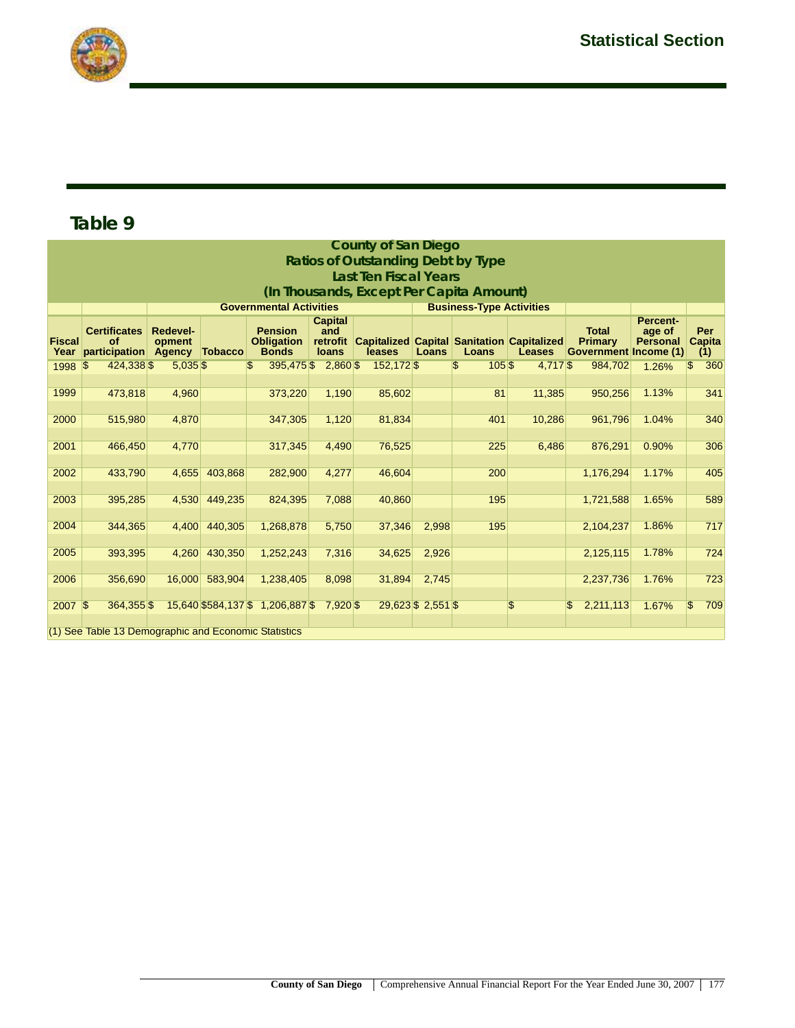## Table 9

**County of San Diego**
**Ratios of Outstanding Debt by Type**
**Last Ten Fiscal Years**
**(In Thousands, Except Per Capita Amount)**

| | Governmental Activities | | | | | | Business-Type Activities | | | | | |
|---|---|---|---|---|---|---|---|---|---|---|---|---|
| Fiscal Year | Certificates of participation | Redevelopment Agency | Tobacco | Pension Obligation Bonds | Capital and retrofit loans | Capitalized leases | Capital Loans | Sanitation Loans | Capitalized Leases | Total Primary Government | Percentage of Personal Income (1) | Per Capita (1) |
| 1998 | $ 424,338 | $ 5,035 | $ | $ 395,475 | $ 2,860 | $ 152,172 | $ | $ 105 | $ 4,717 | $ 984,702 | 1.26% | $ 360 |
| 1999 | 473,818 | 4,960 | | 373,220 | 1,190 | 85,602 | | 81 | 11,385 | 950,256 | 1.13% | 341 |
| 2000 | 515,980 | 4,870 | | 347,305 | 1,120 | 81,834 | | 401 | 10,286 | 961,796 | 1.04% | 340 |
| 2001 | 466,450 | 4,770 | | 317,345 | 4,490 | 76,525 | | 225 | 6,486 | 876,291 | 0.90% | 306 |
| 2002 | 433,790 | 4,655 | 403,868 | 282,900 | 4,277 | 46,604 | | 200 | | 1,176,294 | 1.17% | 405 |
| 2003 | 395,285 | 4,530 | 449,235 | 824,395 | 7,088 | 40,860 | | 195 | | 1,721,588 | 1.65% | 589 |
| 2004 | 344,365 | 4,400 | 440,305 | 1,268,878 | 5,750 | 37,346 | 2,998 | 195 | | 2,104,237 | 1.86% | 717 |
| 2005 | 393,395 | 4,260 | 430,350 | 1,252,243 | 7,316 | 34,625 | 2,926 | | | 2,125,115 | 1.78% | 724 |
| 2006 | 356,690 | 16,000 | 583,904 | 1,238,405 | 8,098 | 31,894 | 2,745 | | | 2,237,736 | 1.76% | 723 |
| 2007 | $ 364,355 | $ 15,640 | $584,137 | $ 1,206,887 | $ 7,920 | $ 29,623 | $ 2,551 | $ | $ | $ 2,211,113 | 1.67% | $ 709 |

(1) See Table 13 Demographic and Economic Statistics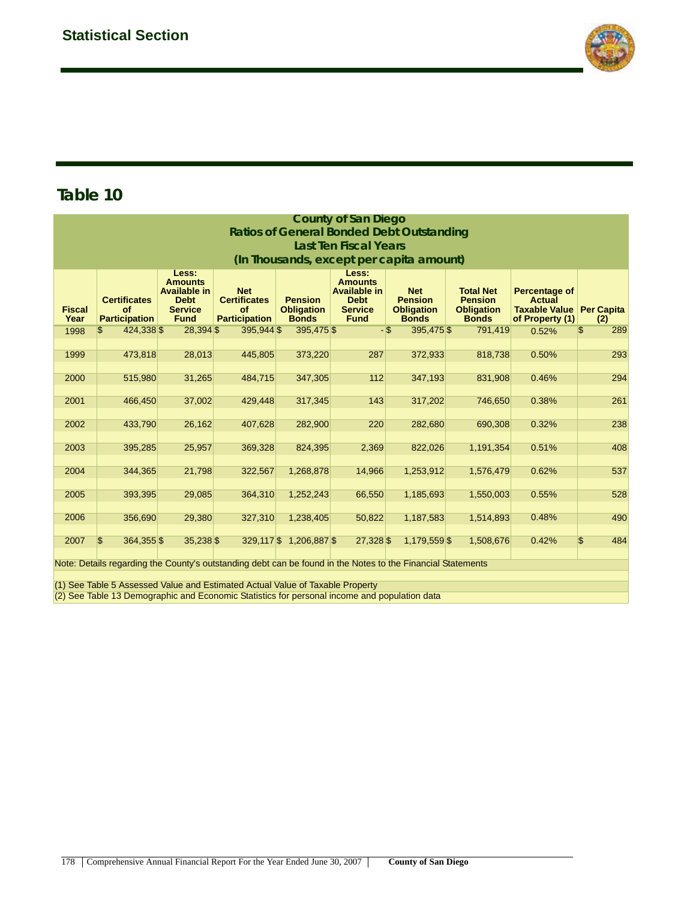## Statistical Section

# Table 10

| County of San Diego<br>Ratios of General Bonded Debt Outstanding<br>Last Ten Fiscal Years<br>(In Thousands, except per capita amount) | | | | | | | | | |
|---|---|---|---|---|---|---|---|---|---|
| Fiscal Year | Certificates of Participation | Less: Amounts Available in Debt Service Fund | Net Certificates of Participation | Pension Obligation Bonds | Less: Amounts Available in Debt Service Fund | Net Pension Obligation Bonds | Total Net Pension Obligation Bonds | Percentage of Actual Taxable Value of Property (1) | Per Capita (2) |
| 1998 | $ 424,338 | $ 28,394 | $ 395,944 | $ 395,475 | $ - | $ 395,475 | $ 791,419 | 0.52% | $ 289 |
| 1999 | 473,818 | 28,013 | 445,805 | 373,220 | 287 | 372,933 | 818,738 | 0.50% | 293 |
| 2000 | 515,980 | 31,265 | 484,715 | 347,305 | 112 | 347,193 | 831,908 | 0.46% | 294 |
| 2001 | 466,450 | 37,002 | 429,448 | 317,345 | 143 | 317,202 | 746,650 | 0.38% | 261 |
| 2002 | 433,790 | 26,162 | 407,628 | 282,900 | 220 | 282,680 | 690,308 | 0.32% | 238 |
| 2003 | 395,285 | 25,957 | 369,328 | 824,395 | 2,369 | 822,026 | 1,191,354 | 0.51% | 408 |
| 2004 | 344,365 | 21,798 | 322,567 | 1,268,878 | 14,966 | 1,253,912 | 1,576,479 | 0.62% | 537 |
| 2005 | 393,395 | 29,085 | 364,310 | 1,252,243 | 66,550 | 1,185,693 | 1,550,003 | 0.55% | 528 |
| 2006 | 356,690 | 29,380 | 327,310 | 1,238,405 | 50,822 | 1,187,583 | 1,514,893 | 0.48% | 490 |
| 2007 | $ 364,355 | $ 35,238 | $ 329,117 | $ 1,206,887 | $ 27,328 | $ 1,179,559 | $ 1,508,676 | 0.42% | $ 484 |

Note: Details regarding the County's outstanding debt can be found in the Notes to the Financial Statements

(1) See Table 5 Assessed Value and Estimated Actual Value of Taxable Property

(2) See Table 13 Demographic and Economic Statistics for personal income and population data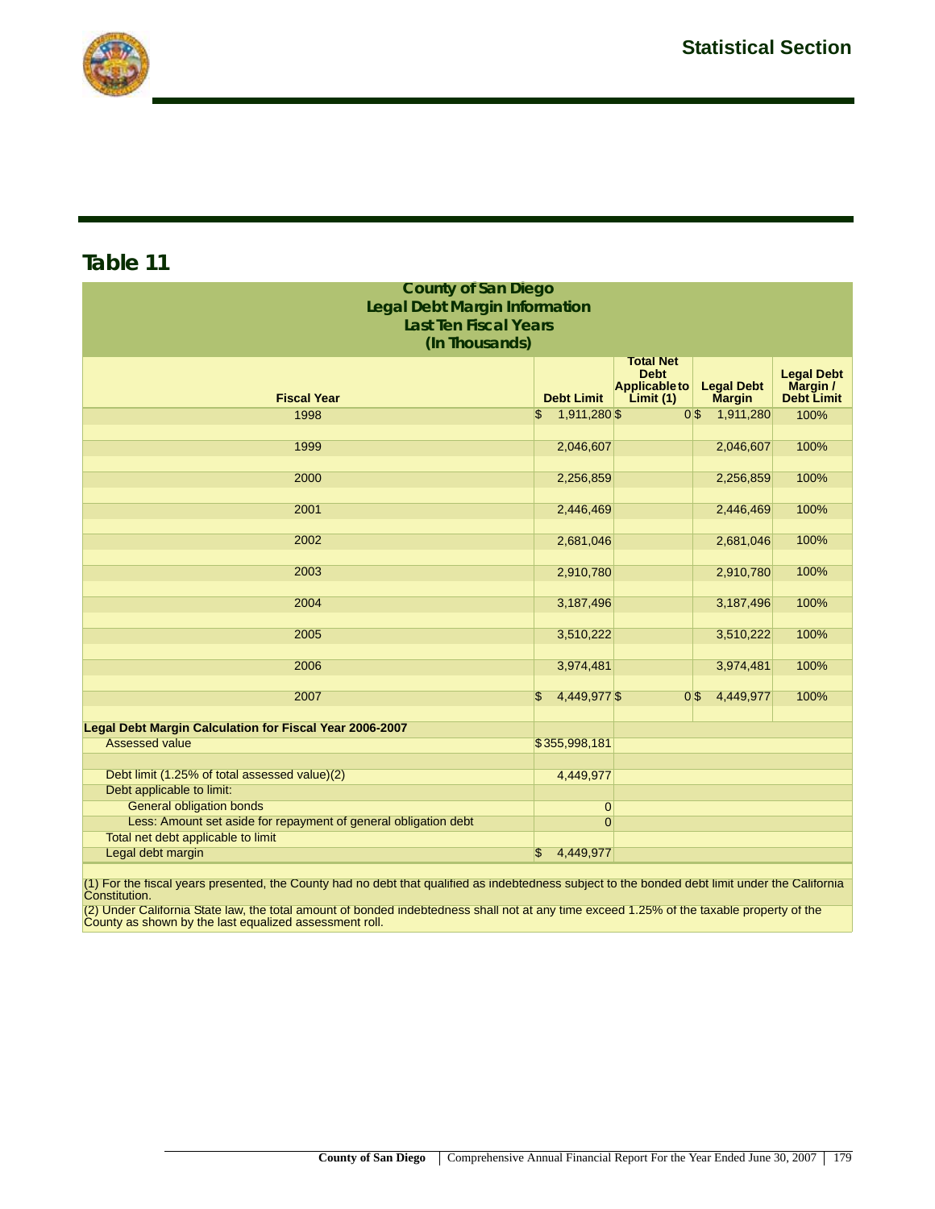## Table 11

**County of San Diego**
**Legal Debt Margin Information**
**Last Ten Fiscal Years**
**(In Thousands)**

| Fiscal Year | Debt Limit | Total Net Debt Applicable to Limit (1) | Legal Debt Margin | Legal Debt Margin / Debt Limit |
|---|---|---|---|---|
| 1998 | $ 1,911,280 | $ 0 | $ 1,911,280 | 100% |
| 1999 | 2,046,607 | | 2,046,607 | 100% |
| 2000 | 2,256,859 | | 2,256,859 | 100% |
| 2001 | 2,446,469 | | 2,446,469 | 100% |
| 2002 | 2,681,046 | | 2,681,046 | 100% |
| 2003 | 2,910,780 | | 2,910,780 | 100% |
| 2004 | 3,187,496 | | 3,187,496 | 100% |
| 2005 | 3,510,222 | | 3,510,222 | 100% |
| 2006 | 3,974,481 | | 3,974,481 | 100% |
| 2007 | $ 4,449,977 | $ 0 | $ 4,449,977 | 100% |

| Legal Debt Margin Calculation for Fiscal Year 2006-2007 | |
|---|---|
| Assessed value | $355,998,181 |
| Debt limit (1.25% of total assessed value)(2) | 4,449,977 |
| Debt applicable to limit: | |
| General obligation bonds | 0 |
| Less: Amount set aside for repayment of general obligation debt | 0 |
| Total net debt applicable to limit | |
| Legal debt margin | $ 4,449,977 |

(1) For the fiscal years presented, the County had no debt that qualified as indebtedness subject to the bonded debt limit under the California Constitution.

(2) Under California State law, the total amount of bonded indebtedness shall not at any time exceed 1.25% of the taxable property of the County as shown by the last equalized assessment roll.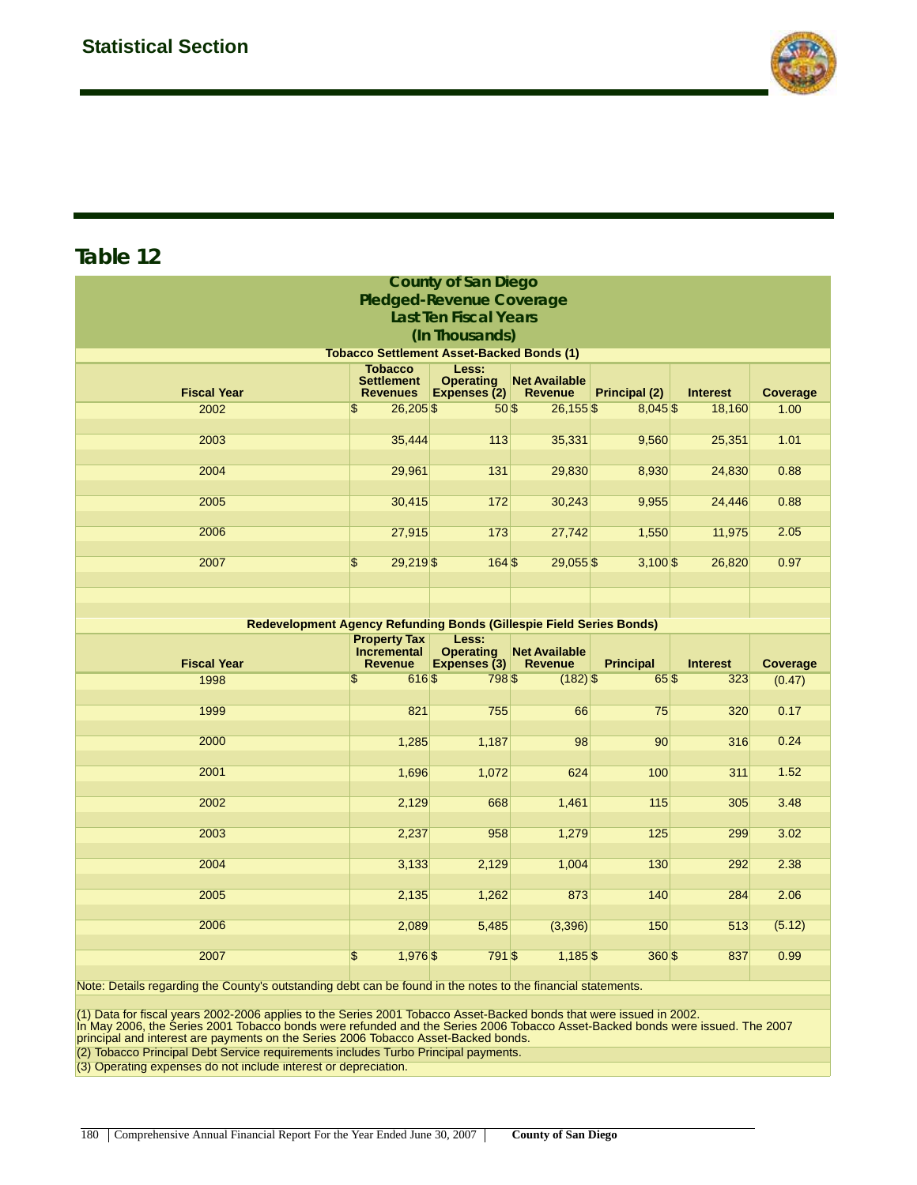## Table 12

**County of San Diego**
**Pledged-Revenue Coverage**
**Last Ten Fiscal Years**
**(In Thousands)**

**Tobacco Settlement Asset-Backed Bonds (1)**

| Fiscal Year | Tobacco Settlement Revenues | Less: Operating Expenses (2) | Net Available Revenue | Principal (2) | Interest | Coverage |
|---|---|---|---|---|---|---|
| 2002 | $ 26,205 | $ 50 | $ 26,155 | $ 8,045 | $ 18,160 | 1.00 |
| 2003 | 35,444 | 113 | 35,331 | 9,560 | 25,351 | 1.01 |
| 2004 | 29,961 | 131 | 29,830 | 8,930 | 24,830 | 0.88 |
| 2005 | 30,415 | 172 | 30,243 | 9,955 | 24,446 | 0.88 |
| 2006 | 27,915 | 173 | 27,742 | 1,550 | 11,975 | 2.05 |
| 2007 | $ 29,219 | $ 164 | $ 29,055 | $ 3,100 | $ 26,820 | 0.97 |

**Redevelopment Agency Refunding Bonds (Gillespie Field Series Bonds)**

| Fiscal Year | Property Tax Incremental Revenue | Less: Operating Expenses (3) | Net Available Revenue | Principal | Interest | Coverage |
|---|---|---|---|---|---|---|
| 1998 | $ 616 | $ 798 | $ (182) | $ 65 | $ 323 | (0.47) |
| 1999 | 821 | 755 | 66 | 75 | 320 | 0.17 |
| 2000 | 1,285 | 1,187 | 98 | 90 | 316 | 0.24 |
| 2001 | 1,696 | 1,072 | 624 | 100 | 311 | 1.52 |
| 2002 | 2,129 | 668 | 1,461 | 115 | 305 | 3.48 |
| 2003 | 2,237 | 958 | 1,279 | 125 | 299 | 3.02 |
| 2004 | 3,133 | 2,129 | 1,004 | 130 | 292 | 2.38 |
| 2005 | 2,135 | 1,262 | 873 | 140 | 284 | 2.06 |
| 2006 | 2,089 | 5,485 | (3,396) | 150 | 513 | (5.12) |
| 2007 | $ 1,976 | $ 791 | $ 1,185 | $ 360 | $ 837 | 0.99 |

Note: Details regarding the County's outstanding debt can be found in the notes to the financial statements.

(1) Data for fiscal years 2002-2006 applies to the Series 2001 Tobacco Asset-Backed bonds that were issued in 2002. In May 2006, the Series 2001 Tobacco bonds were refunded and the Series 2006 Tobacco Asset-Backed bonds were issued. The 2007 principal and interest are payments on the Series 2006 Tobacco Asset-Backed bonds.

(2) Tobacco Principal Debt Service requirements includes Turbo Principal payments.

(3) Operating expenses do not include interest or depreciation.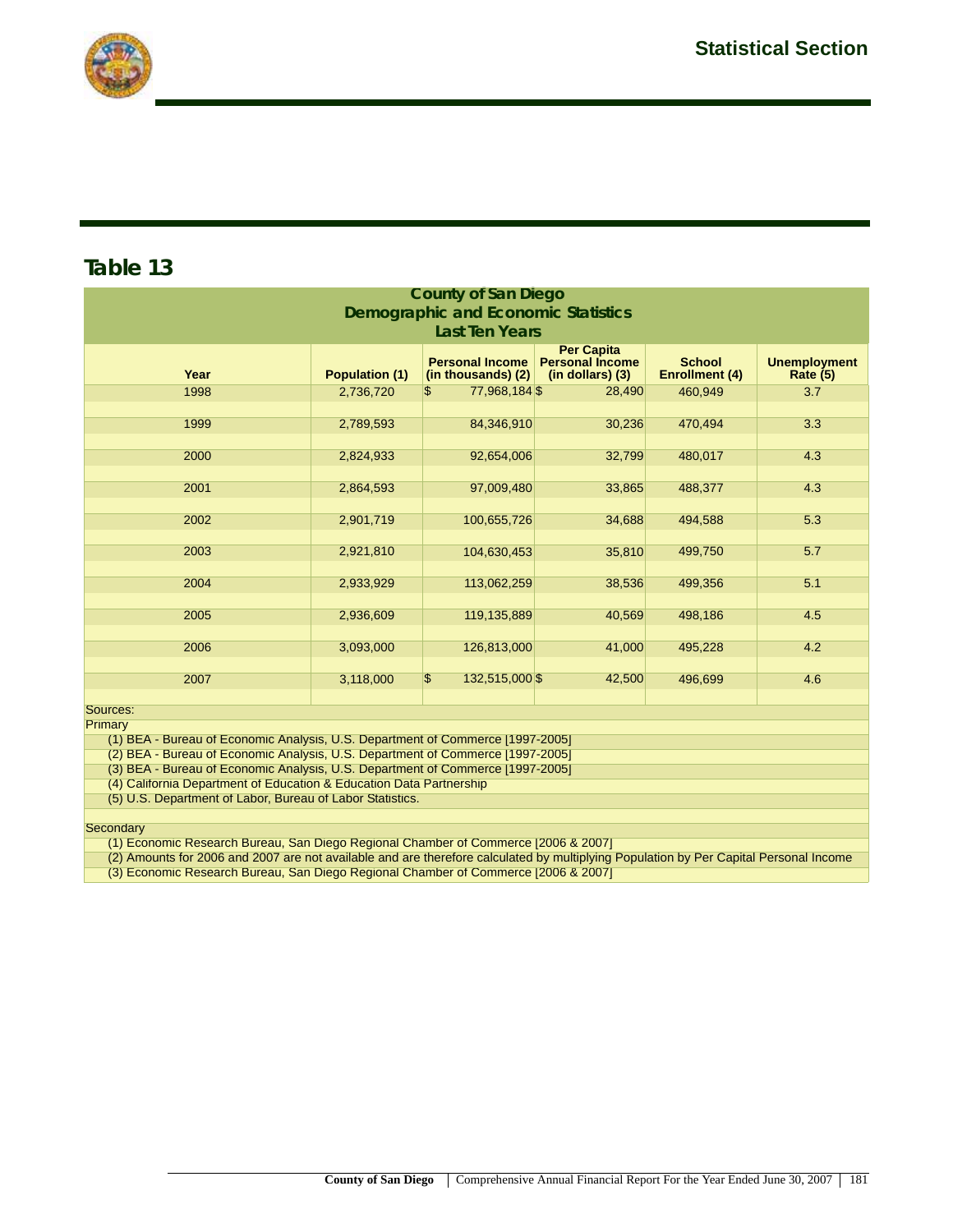## Table 13

| County of San Diego<br>Demographic and Economic Statistics<br>Last Ten Years | | | | | |
|---|---|---|---|---|---|
| Year | Population (1) | Personal Income (in thousands) (2) | Per Capita Personal Income (in dollars) (3) | School Enrollment (4) | Unemployment Rate (5) |
| 1998 | 2,736,720 | $ 77,968,184 | $ 28,490 | 460,949 | 3.7 |
| 1999 | 2,789,593 | 84,346,910 | 30,236 | 470,494 | 3.3 |
| 2000 | 2,824,933 | 92,654,006 | 32,799 | 480,017 | 4.3 |
| 2001 | 2,864,593 | 97,009,480 | 33,865 | 488,377 | 4.3 |
| 2002 | 2,901,719 | 100,655,726 | 34,688 | 494,588 | 5.3 |
| 2003 | 2,921,810 | 104,630,453 | 35,810 | 499,750 | 5.7 |
| 2004 | 2,933,929 | 113,062,259 | 38,536 | 499,356 | 5.1 |
| 2005 | 2,936,609 | 119,135,889 | 40,569 | 498,186 | 4.5 |
| 2006 | 3,093,000 | 126,813,000 | 41,000 | 495,228 | 4.2 |
| 2007 | 3,118,000 | $ 132,515,000 | $ 42,500 | 496,699 | 4.6 |

Sources:

Primary

(1) BEA - Bureau of Economic Analysis, U.S. Department of Commerce [1997-2005]
(2) BEA - Bureau of Economic Analysis, U.S. Department of Commerce [1997-2005]
(3) BEA - Bureau of Economic Analysis, U.S. Department of Commerce [1997-2005]
(4) California Department of Education & Education Data Partnership
(5) U.S. Department of Labor, Bureau of Labor Statistics.

Secondary

(1) Economic Research Bureau, San Diego Regional Chamber of Commerce [2006 & 2007]
(2) Amounts for 2006 and 2007 are not available and are therefore calculated by multiplying Population by Per Capital Personal Income
(3) Economic Research Bureau, San Diego Regional Chamber of Commerce [2006 & 2007]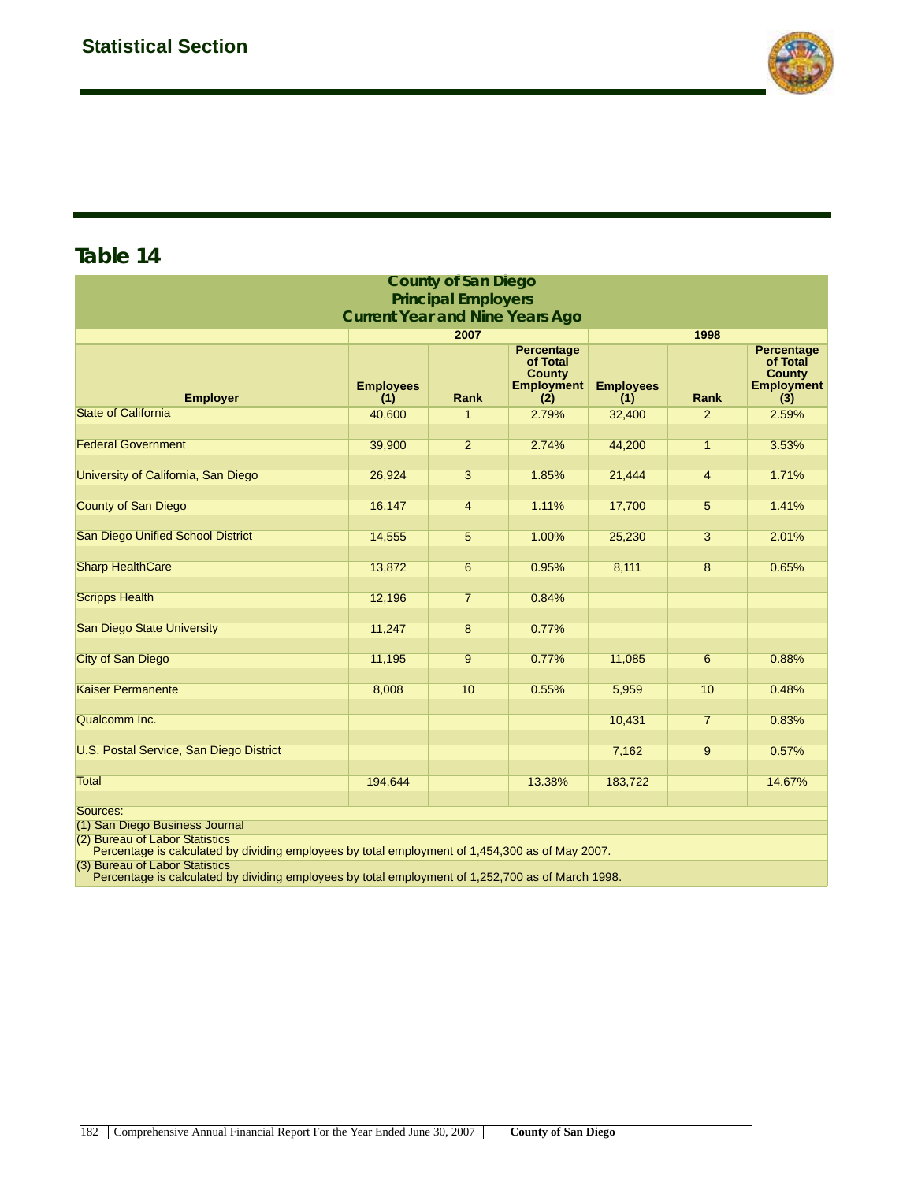## Table 14

| County of San Diego<br>Principal Employers<br>Current Year and Nine Years Ago | | | | | | |
|---|---|---|---|---|---|---|
| | 2007 | | | 1998 | | |
| Employer | Employees (1) | Rank | Percentage of Total County Employment (2) | Employees (1) | Rank | Percentage of Total County Employment (3) |
| State of California | 40,600 | 1 | 2.79% | 32,400 | 2 | 2.59% |
| Federal Government | 39,900 | 2 | 2.74% | 44,200 | 1 | 3.53% |
| University of California, San Diego | 26,924 | 3 | 1.85% | 21,444 | 4 | 1.71% |
| County of San Diego | 16,147 | 4 | 1.11% | 17,700 | 5 | 1.41% |
| San Diego Unified School District | 14,555 | 5 | 1.00% | 25,230 | 3 | 2.01% |
| Sharp HealthCare | 13,872 | 6 | 0.95% | 8,111 | 8 | 0.65% |
| Scripps Health | 12,196 | 7 | 0.84% | | | |
| San Diego State University | 11,247 | 8 | 0.77% | | | |
| City of San Diego | 11,195 | 9 | 0.77% | 11,085 | 6 | 0.88% |
| Kaiser Permanente | 8,008 | 10 | 0.55% | 5,959 | 10 | 0.48% |
| Qualcomm Inc. | | | | 10,431 | 7 | 0.83% |
| U.S. Postal Service, San Diego District | | | | 7,162 | 9 | 0.57% |
| Total | 194,644 | | 13.38% | 183,722 | | 14.67% |

Sources:
(1) San Diego Business Journal
(2) Bureau of Labor Statistics
Percentage is calculated by dividing employees by total employment of 1,454,300 as of May 2007.
(3) Bureau of Labor Statistics
Percentage is calculated by dividing employees by total employment of 1,252,700 as of March 1998.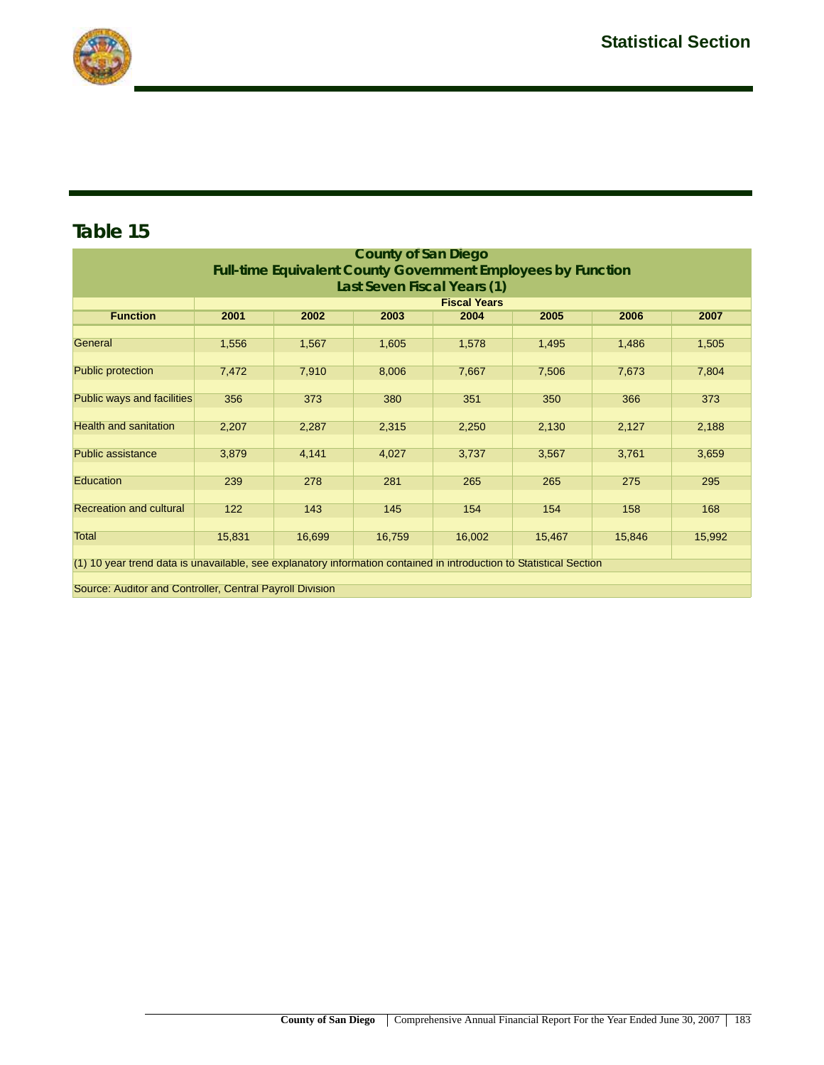# Table 15

| County of San Diego<br>Full-time Equivalent County Government Employees by Function<br>Last Seven Fiscal Years (1) | | | | | | | |
|---|---|---|---|---|---|---|---|
| | Fiscal Years | | | | | | |
| **Function** | **2001** | **2002** | **2003** | **2004** | **2005** | **2006** | **2007** |
| General | 1,556 | 1,567 | 1,605 | 1,578 | 1,495 | 1,486 | 1,505 |
| Public protection | 7,472 | 7,910 | 8,006 | 7,667 | 7,506 | 7,673 | 7,804 |
| Public ways and facilities | 356 | 373 | 380 | 351 | 350 | 366 | 373 |
| Health and sanitation | 2,207 | 2,287 | 2,315 | 2,250 | 2,130 | 2,127 | 2,188 |
| Public assistance | 3,879 | 4,141 | 4,027 | 3,737 | 3,567 | 3,761 | 3,659 |
| Education | 239 | 278 | 281 | 265 | 265 | 275 | 295 |
| Recreation and cultural | 122 | 143 | 145 | 154 | 154 | 158 | 168 |
| Total | 15,831 | 16,699 | 16,759 | 16,002 | 15,467 | 15,846 | 15,992 |

(1) 10 year trend data is unavailable, see explanatory information contained in introduction to Statistical Section

Source: Auditor and Controller, Central Payroll Division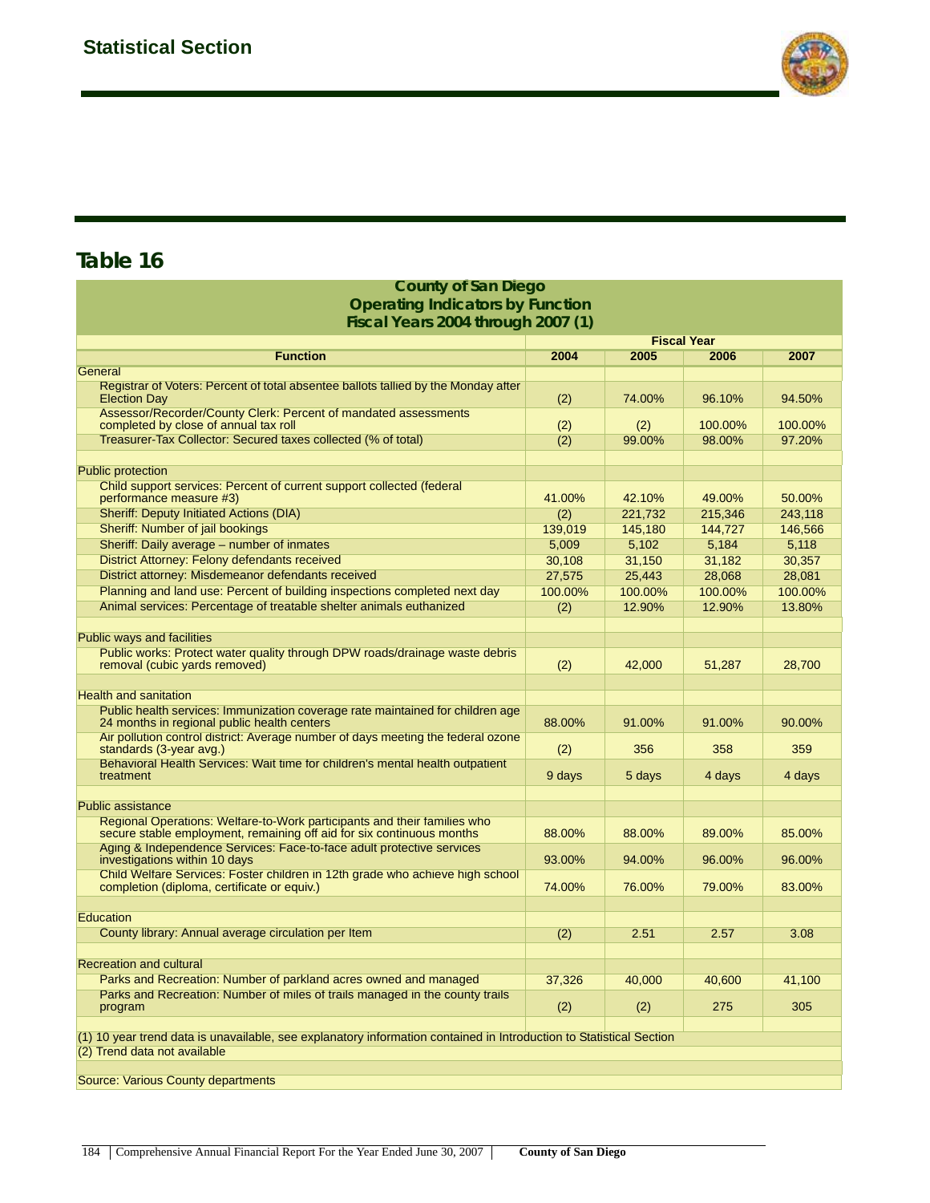# Table 16

| County of San Diego<br>Operating Indicators by Function<br>Fiscal Years 2004 through 2007 (1) | | | | |
|---|---|---|---|---|
| | Fiscal Year | | | |
| **Function** | **2004** | **2005** | **2006** | **2007** |
| General | | | | |
| Registrar of Voters: Percent of total absentee ballots tallied by the Monday after Election Day | (2) | 74.00% | 96.10% | 94.50% |
| Assessor/Recorder/County Clerk: Percent of mandated assessments completed by close of annual tax roll | (2) | (2) | 100.00% | 100.00% |
| Treasurer-Tax Collector: Secured taxes collected (% of total) | (2) | 99.00% | 98.00% | 97.20% |
| | | | | |
| Public protection | | | | |
| Child support services: Percent of current support collected (federal performance measure #3) | 41.00% | 42.10% | 49.00% | 50.00% |
| Sheriff: Deputy Initiated Actions (DIA) | (2) | 221,732 | 215,346 | 243,118 |
| Sheriff: Number of jail bookings | 139,019 | 145,180 | 144,727 | 146,566 |
| Sheriff: Daily average – number of inmates | 5,009 | 5,102 | 5,184 | 5,118 |
| District Attorney: Felony defendants received | 30,108 | 31,150 | 31,182 | 30,357 |
| District attorney: Misdemeanor defendants received | 27,575 | 25,443 | 28,068 | 28,081 |
| Planning and land use: Percent of building inspections completed next day | 100.00% | 100.00% | 100.00% | 100.00% |
| Animal services: Percentage of treatable shelter animals euthanized | (2) | 12.90% | 12.90% | 13.80% |
| | | | | |
| Public ways and facilities | | | | |
| Public works: Protect water quality through DPW roads/drainage waste debris removal (cubic yards removed) | (2) | 42,000 | 51,287 | 28,700 |
| | | | | |
| Health and sanitation | | | | |
| Public health services: Immunization coverage rate maintained for children age 24 months in regional public health centers | 88.00% | 91.00% | 91.00% | 90.00% |
| Air pollution control district: Average number of days meeting the federal ozone standards (3-year avg.) | (2) | 356 | 358 | 359 |
| Behavioral Health Services: Wait time for children's mental health outpatient treatment | 9 days | 5 days | 4 days | 4 days |
| | | | | |
| Public assistance | | | | |
| Regional Operations: Welfare-to-Work participants and their families who secure stable employment, remaining off aid for six continuous months | 88.00% | 88.00% | 89.00% | 85.00% |
| Aging & Independence Services: Face-to-face adult protective services investigations within 10 days | 93.00% | 94.00% | 96.00% | 96.00% |
| Child Welfare Services: Foster children in 12th grade who achieve high school completion (diploma, certificate or equiv.) | 74.00% | 76.00% | 79.00% | 83.00% |
| | | | | |
| Education | | | | |
| County library: Annual average circulation per Item | (2) | 2.51 | 2.57 | 3.08 |
| | | | | |
| Recreation and cultural | | | | |
| Parks and Recreation: Number of parkland acres owned and managed | 37,326 | 40,000 | 40,600 | 41,100 |
| Parks and Recreation: Number of miles of trails managed in the county trails program | (2) | (2) | 275 | 305 |

(1) 10 year trend data is unavailable, see explanatory information contained in Introduction to Statistical Section

(2) Trend data not available

Source: Various County departments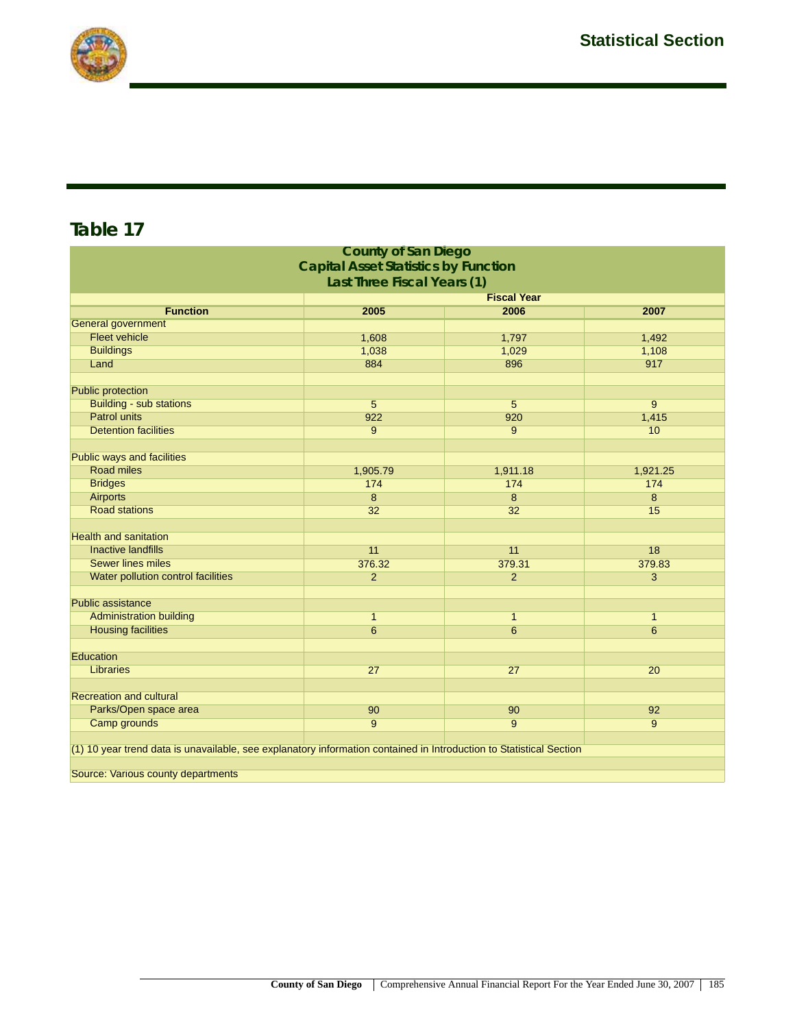## Table 17

**County of San Diego**
**Capital Asset Statistics by Function**
**Last Three Fiscal Years (1)**

| Function | Fiscal Year | | |
|---|---|---|---|
| | 2005 | 2006 | 2007 |
| General government | | | |
| Fleet vehicle | 1,608 | 1,797 | 1,492 |
| Buildings | 1,038 | 1,029 | 1,108 |
| Land | 884 | 896 | 917 |
| | | | |
| Public protection | | | |
| Building - sub stations | 5 | 5 | 9 |
| Patrol units | 922 | 920 | 1,415 |
| Detention facilities | 9 | 9 | 10 |
| | | | |
| Public ways and facilities | | | |
| Road miles | 1,905.79 | 1,911.18 | 1,921.25 |
| Bridges | 174 | 174 | 174 |
| Airports | 8 | 8 | 8 |
| Road stations | 32 | 32 | 15 |
| | | | |
| Health and sanitation | | | |
| Inactive landfills | 11 | 11 | 18 |
| Sewer lines miles | 376.32 | 379.31 | 379.83 |
| Water pollution control facilities | 2 | 2 | 3 |
| | | | |
| Public assistance | | | |
| Administration building | 1 | 1 | 1 |
| Housing facilities | 6 | 6 | 6 |
| | | | |
| Education | | | |
| Libraries | 27 | 27 | 20 |
| | | | |
| Recreation and cultural | | | |
| Parks/Open space area | 90 | 90 | 92 |
| Camp grounds | 9 | 9 | 9 |

(1) 10 year trend data is unavailable, see explanatory information contained in Introduction to Statistical Section

Source: Various county departments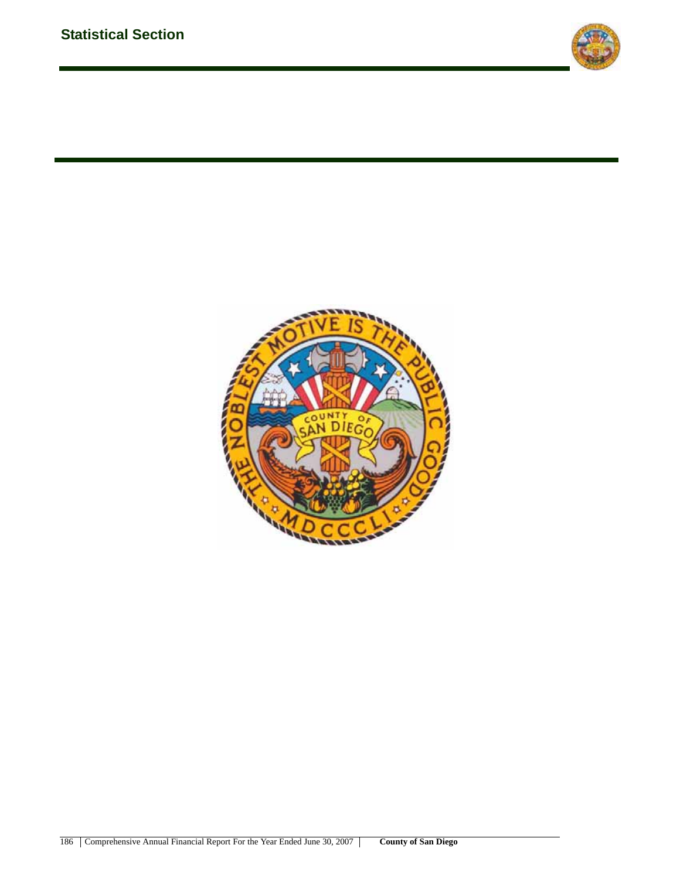## Statistical Section